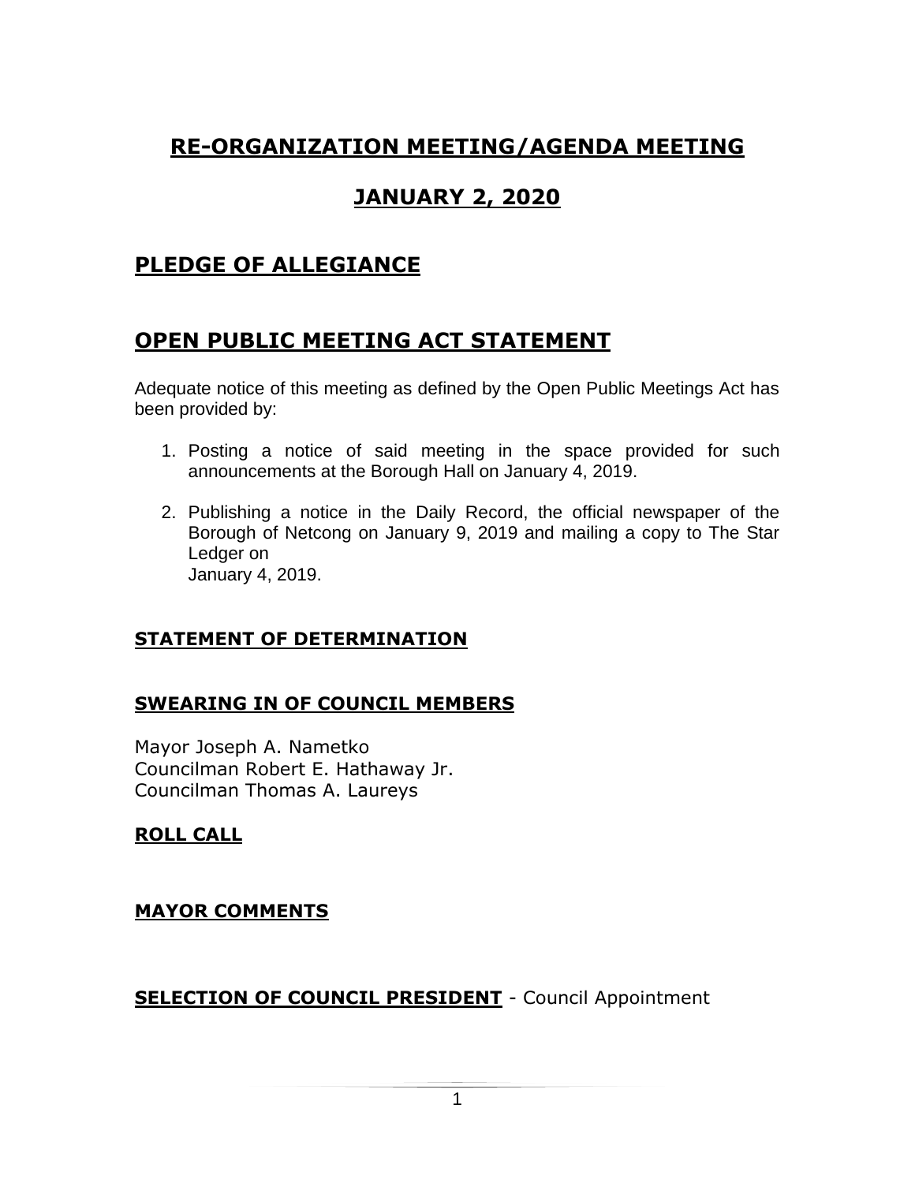# RE-ORGANIZATION MEETING/AGENDA MEETING

# JANUARY 2, 2020

## PLEDGE OF ALLEGIANCE

## OPEN PUBLIC MEETING ACT STATEMENT

Adequate notice of this meeting as defined by the Open Public Meetings Act has been provided by:

1. Posting a notice of said meeting in the space provided for such announcements at the Borough Hall on January 4, 2019.
2. Publishing a notice in the Daily Record, the official newspaper of the Borough of Netcong on January 9, 2019 and mailing a copy to The Star Ledger on
   January 4, 2019.

### STATEMENT OF DETERMINATION

### SWEARING IN OF COUNCIL MEMBERS

Mayor Joseph A. Nametko
Councilman Robert E. Hathaway Jr.
Councilman Thomas A. Laureys

### ROLL CALL

### MAYOR COMMENTS

**SELECTION OF COUNCIL PRESIDENT** - Council Appointment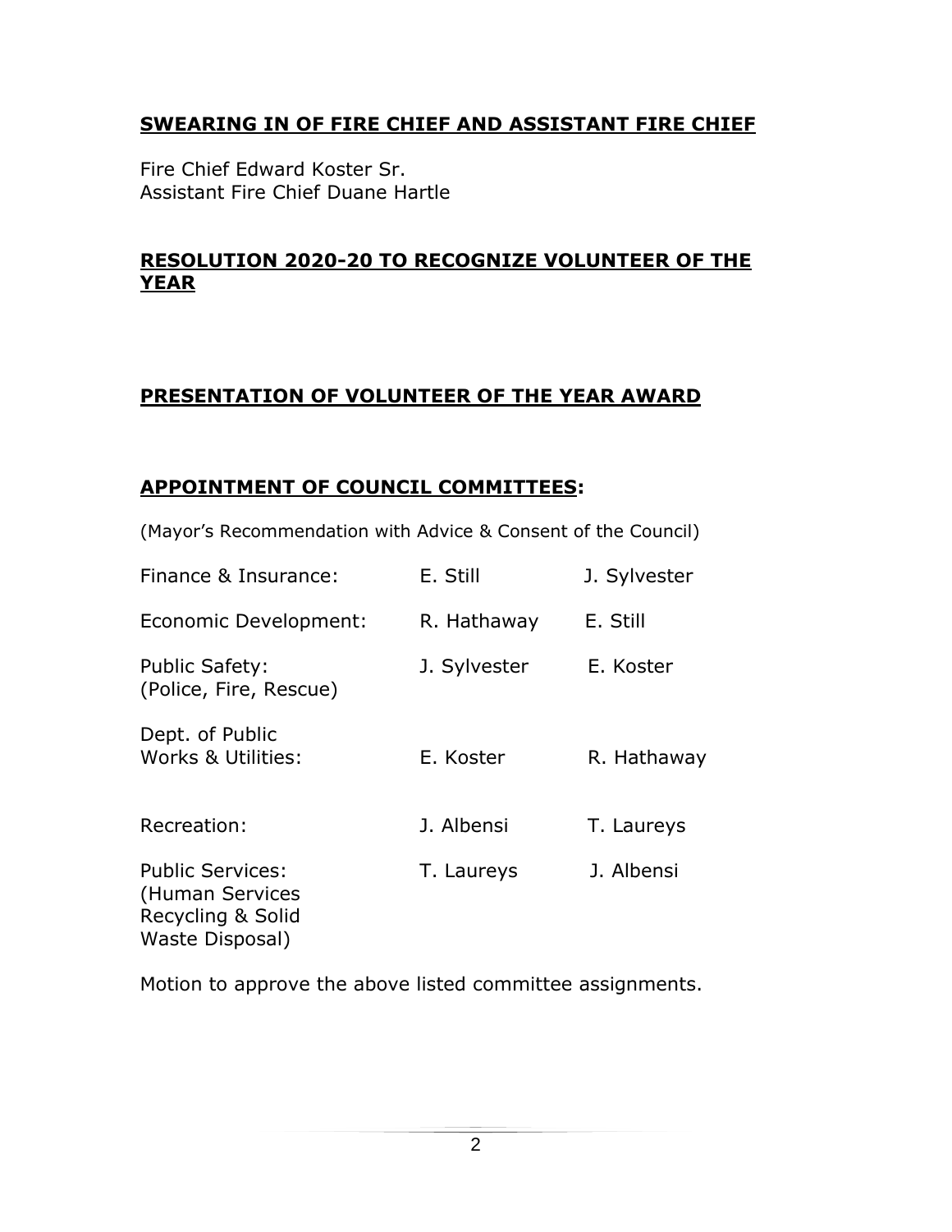## SWEARING IN OF FIRE CHIEF AND ASSISTANT FIRE CHIEF

Fire Chief Edward Koster Sr.
Assistant Fire Chief Duane Hartle

## RESOLUTION 2020-20 TO RECOGNIZE VOLUNTEER OF THE YEAR

## PRESENTATION OF VOLUNTEER OF THE YEAR AWARD

## APPOINTMENT OF COUNCIL COMMITTEES:

(Mayor's Recommendation with Advice & Consent of the Council)

| | | |
|---|---|---|
| Finance & Insurance: | E. Still | J. Sylvester |
| Economic Development: | R. Hathaway | E. Still |
| Public Safety: (Police, Fire, Rescue) | J. Sylvester | E. Koster |
| Dept. of Public Works & Utilities: | E. Koster | R. Hathaway |
| Recreation: | J. Albensi | T. Laureys |
| Public Services: (Human Services Recycling & Solid Waste Disposal) | T. Laureys | J. Albensi |

Motion to approve the above listed committee assignments.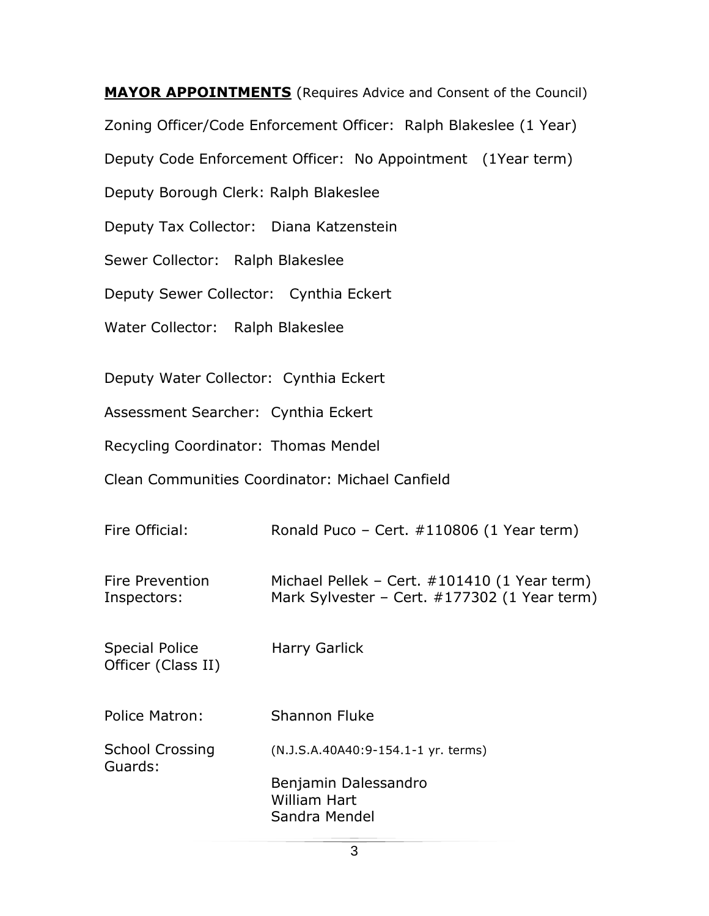**MAYOR APPOINTMENTS** (Requires Advice and Consent of the Council)

Zoning Officer/Code Enforcement Officer: Ralph Blakeslee (1 Year)

Deputy Code Enforcement Officer: No Appointment (1Year term)

Deputy Borough Clerk: Ralph Blakeslee

Deputy Tax Collector: Diana Katzenstein

Sewer Collector: Ralph Blakeslee

Deputy Sewer Collector: Cynthia Eckert

Water Collector: Ralph Blakeslee

Deputy Water Collector: Cynthia Eckert

Assessment Searcher: Cynthia Eckert

Recycling Coordinator: Thomas Mendel

Clean Communities Coordinator: Michael Canfield

Fire Official: Ronald Puco – Cert. #110806 (1 Year term)

Fire Prevention Inspectors: Michael Pellek – Cert. #101410 (1 Year term)
Mark Sylvester – Cert. #177302 (1 Year term)

Special Police Officer (Class II) Harry Garlick

Police Matron: Shannon Fluke

School Crossing Guards: (N.J.S.A.40A40:9-154.1-1 yr. terms)

Benjamin Dalessandro
William Hart
Sandra Mendel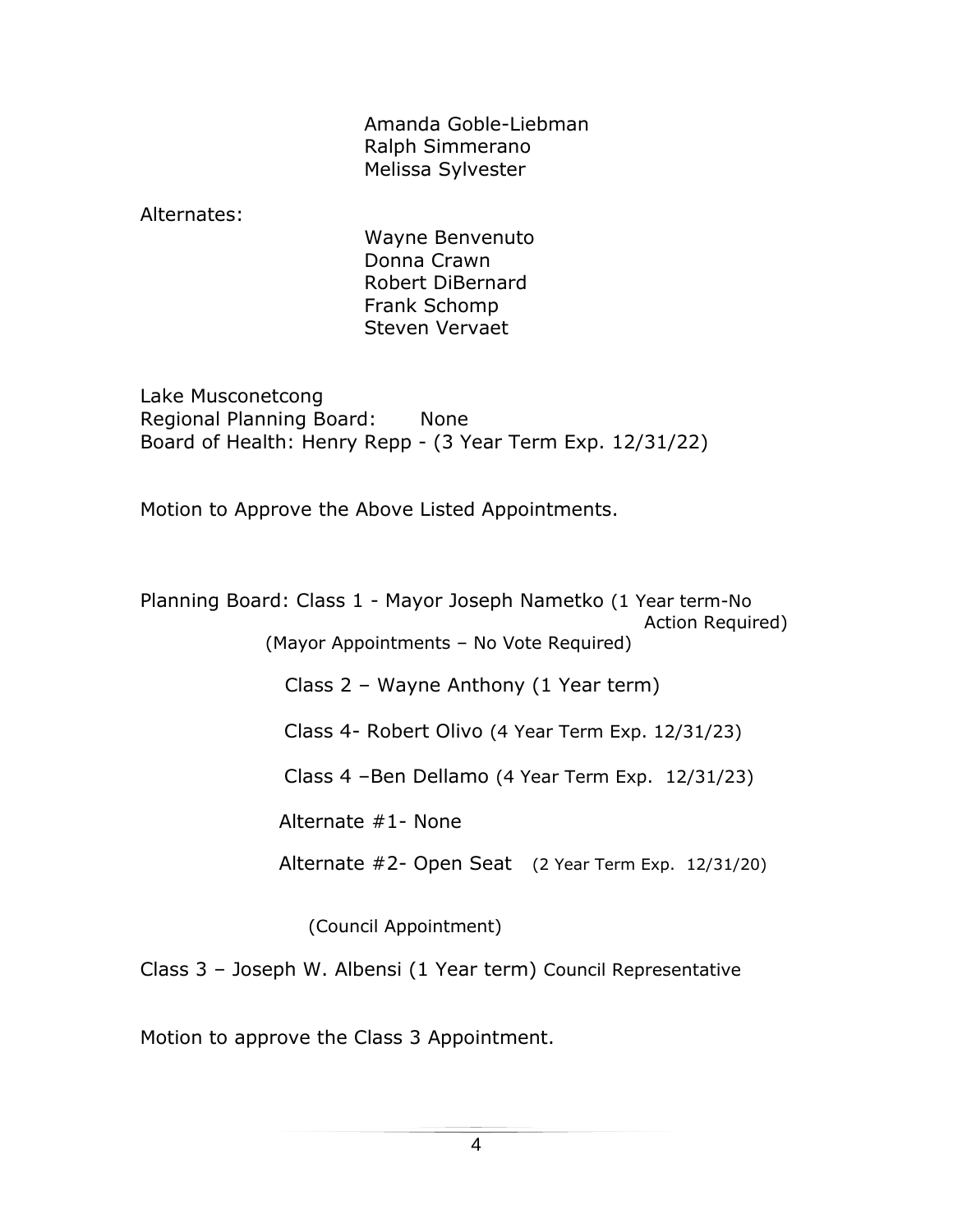Amanda Goble-Liebman
Ralph Simmerano
Melissa Sylvester

Alternates:

Wayne Benvenuto
Donna Crawn
Robert DiBernard
Frank Schomp
Steven Vervaet

Lake Musconetcong
Regional Planning Board: None
Board of Health: Henry Repp - (3 Year Term Exp. 12/31/22)

Motion to Approve the Above Listed Appointments.

Planning Board: Class 1 - Mayor Joseph Nametko (1 Year term-No Action Required)
(Mayor Appointments – No Vote Required)

Class 2 – Wayne Anthony (1 Year term)

Class 4- Robert Olivo (4 Year Term Exp. 12/31/23)

Class 4 –Ben Dellamo (4 Year Term Exp. 12/31/23)

Alternate #1- None

Alternate #2- Open Seat (2 Year Term Exp. 12/31/20)

(Council Appointment)

Class 3 – Joseph W. Albensi (1 Year term) Council Representative

Motion to approve the Class 3 Appointment.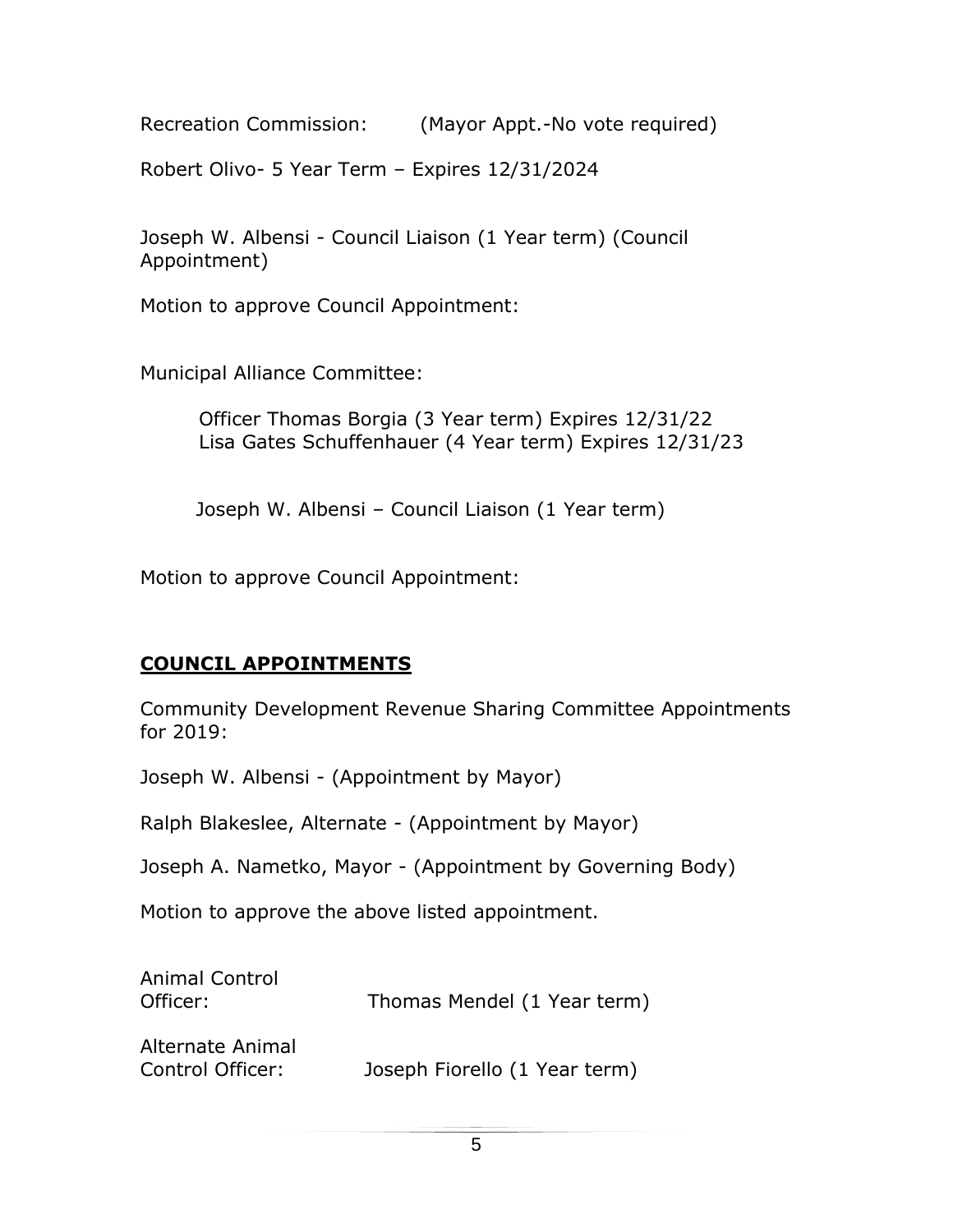Recreation Commission: (Mayor Appt.-No vote required)

Robert Olivo- 5 Year Term – Expires 12/31/2024

Joseph W. Albensi - Council Liaison (1 Year term) (Council Appointment)

Motion to approve Council Appointment:

Municipal Alliance Committee:

Officer Thomas Borgia (3 Year term) Expires 12/31/22
Lisa Gates Schuffenhauer (4 Year term) Expires 12/31/23

Joseph W. Albensi – Council Liaison (1 Year term)

Motion to approve Council Appointment:

## **COUNCIL APPOINTMENTS**

Community Development Revenue Sharing Committee Appointments for 2019:

Joseph W. Albensi - (Appointment by Mayor)

Ralph Blakeslee, Alternate - (Appointment by Mayor)

Joseph A. Nametko, Mayor - (Appointment by Governing Body)

Motion to approve the above listed appointment.

Animal Control Officer: Thomas Mendel (1 Year term)

Alternate Animal Control Officer: Joseph Fiorello (1 Year term)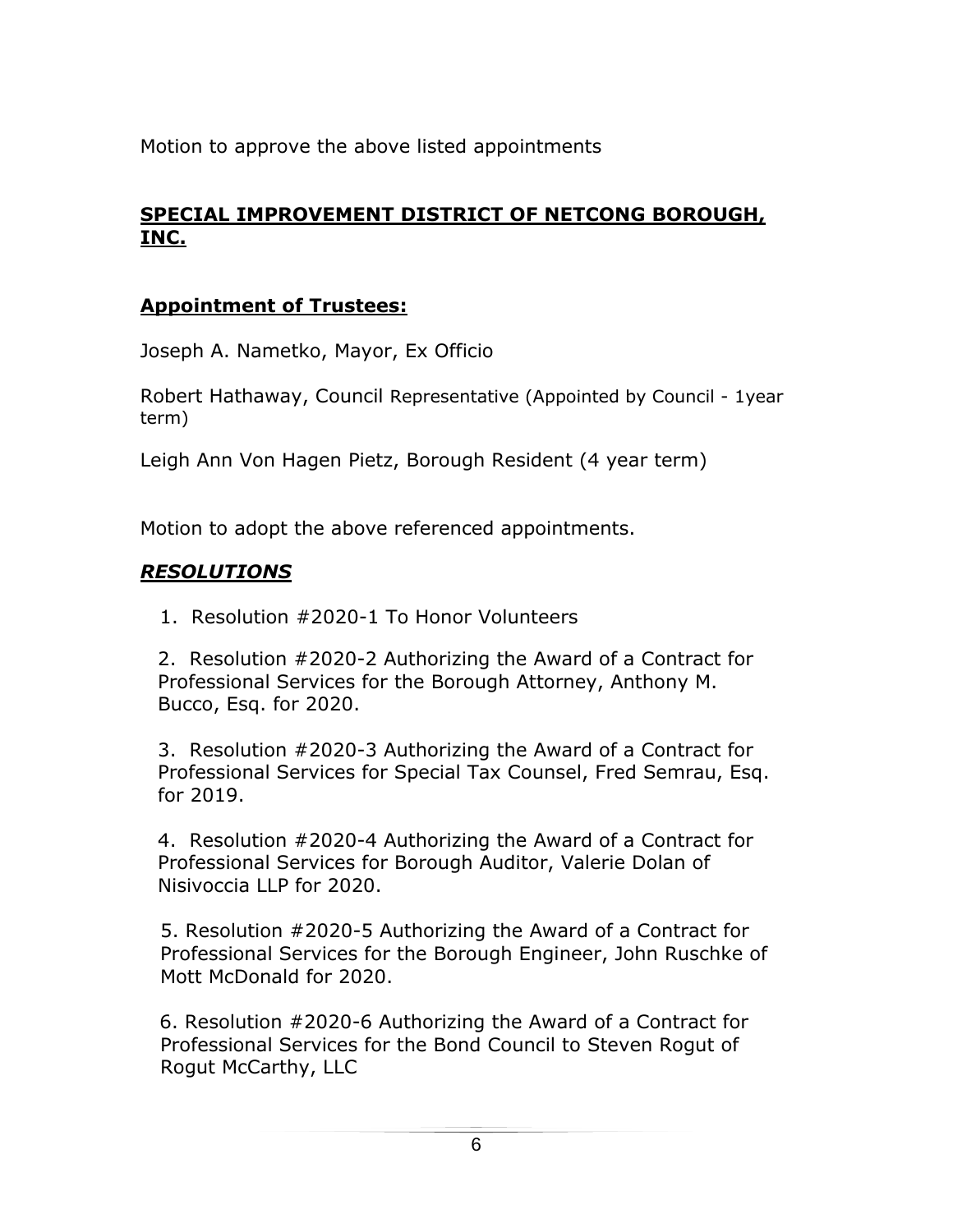Motion to approve the above listed appointments

## **SPECIAL IMPROVEMENT DISTRICT OF NETCONG BOROUGH, INC.**

### **Appointment of Trustees:**

Joseph A. Nametko, Mayor, Ex Officio

Robert Hathaway, Council Representative (Appointed by Council - 1year term)

Leigh Ann Von Hagen Pietz, Borough Resident (4 year term)

Motion to adopt the above referenced appointments.

### ***RESOLUTIONS***

1. Resolution #2020-1 To Honor Volunteers

2. Resolution #2020-2 Authorizing the Award of a Contract for Professional Services for the Borough Attorney, Anthony M. Bucco, Esq. for 2020.

3. Resolution #2020-3 Authorizing the Award of a Contract for Professional Services for Special Tax Counsel, Fred Semrau, Esq. for 2019.

4. Resolution #2020-4 Authorizing the Award of a Contract for Professional Services for Borough Auditor, Valerie Dolan of Nisivoccia LLP for 2020.

5. Resolution #2020-5 Authorizing the Award of a Contract for Professional Services for the Borough Engineer, John Ruschke of Mott McDonald for 2020.

6. Resolution #2020-6 Authorizing the Award of a Contract for Professional Services for the Bond Council to Steven Rogut of Rogut McCarthy, LLC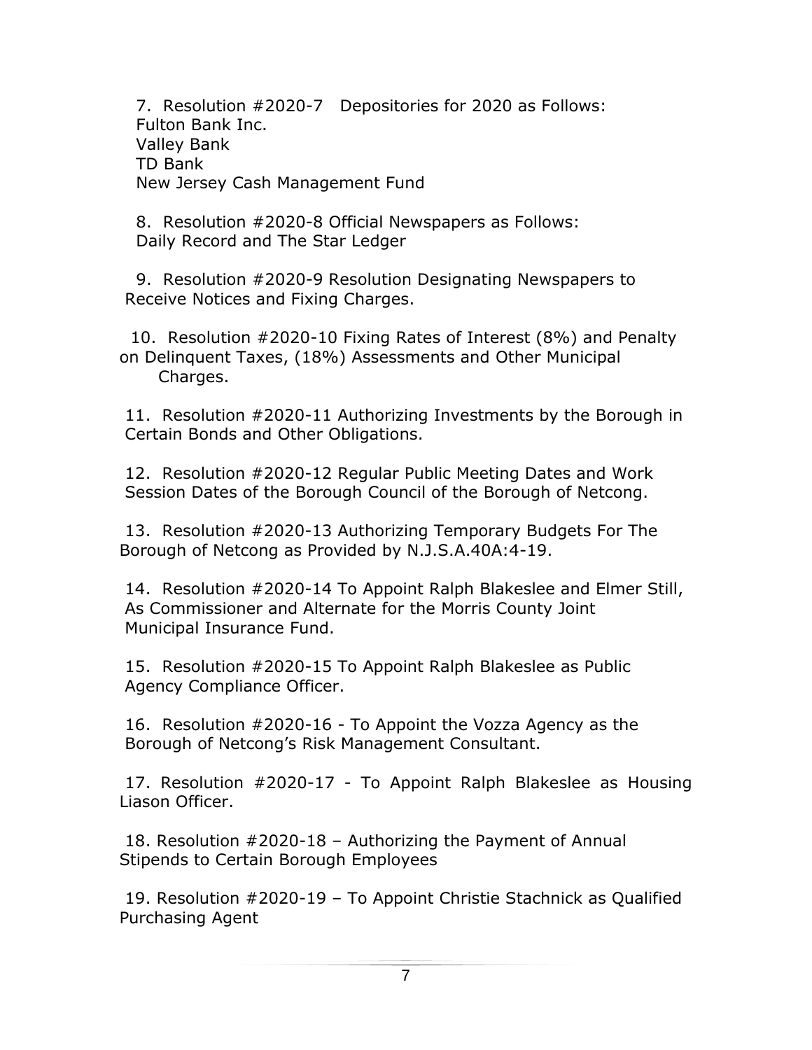7. Resolution #2020-7 Depositories for 2020 as Follows:
Fulton Bank Inc.
Valley Bank
TD Bank
New Jersey Cash Management Fund

8. Resolution #2020-8 Official Newspapers as Follows:
Daily Record and The Star Ledger

9. Resolution #2020-9 Resolution Designating Newspapers to Receive Notices and Fixing Charges.

10. Resolution #2020-10 Fixing Rates of Interest (8%) and Penalty on Delinquent Taxes, (18%) Assessments and Other Municipal Charges.

11. Resolution #2020-11 Authorizing Investments by the Borough in Certain Bonds and Other Obligations.

12. Resolution #2020-12 Regular Public Meeting Dates and Work Session Dates of the Borough Council of the Borough of Netcong.

13. Resolution #2020-13 Authorizing Temporary Budgets For The Borough of Netcong as Provided by N.J.S.A.40A:4-19.

14. Resolution #2020-14 To Appoint Ralph Blakeslee and Elmer Still, As Commissioner and Alternate for the Morris County Joint Municipal Insurance Fund.

15. Resolution #2020-15 To Appoint Ralph Blakeslee as Public Agency Compliance Officer.

16. Resolution #2020-16 - To Appoint the Vozza Agency as the Borough of Netcong's Risk Management Consultant.

17. Resolution #2020-17 - To Appoint Ralph Blakeslee as Housing Liason Officer.

18. Resolution #2020-18 – Authorizing the Payment of Annual Stipends to Certain Borough Employees

19. Resolution #2020-19 – To Appoint Christie Stachnick as Qualified Purchasing Agent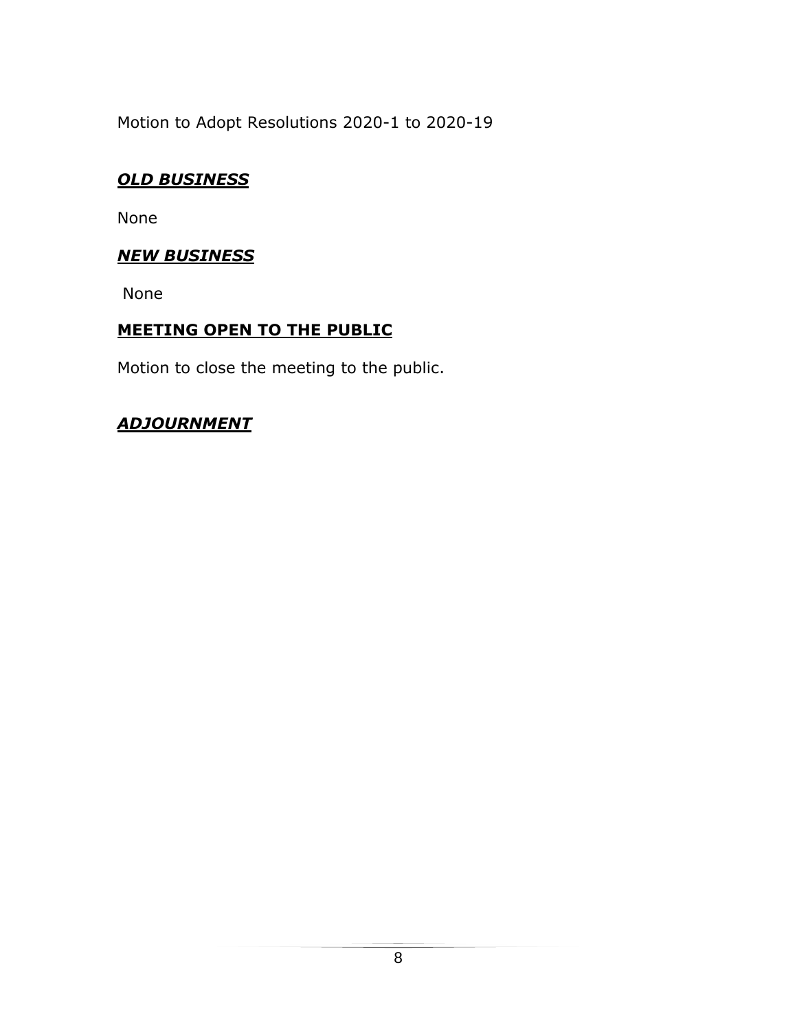Motion to Adopt Resolutions 2020-1 to 2020-19

## ***OLD BUSINESS***

None

## ***NEW BUSINESS***

None

## **MEETING OPEN TO THE PUBLIC**

Motion to close the meeting to the public.

## ***ADJOURNMENT***